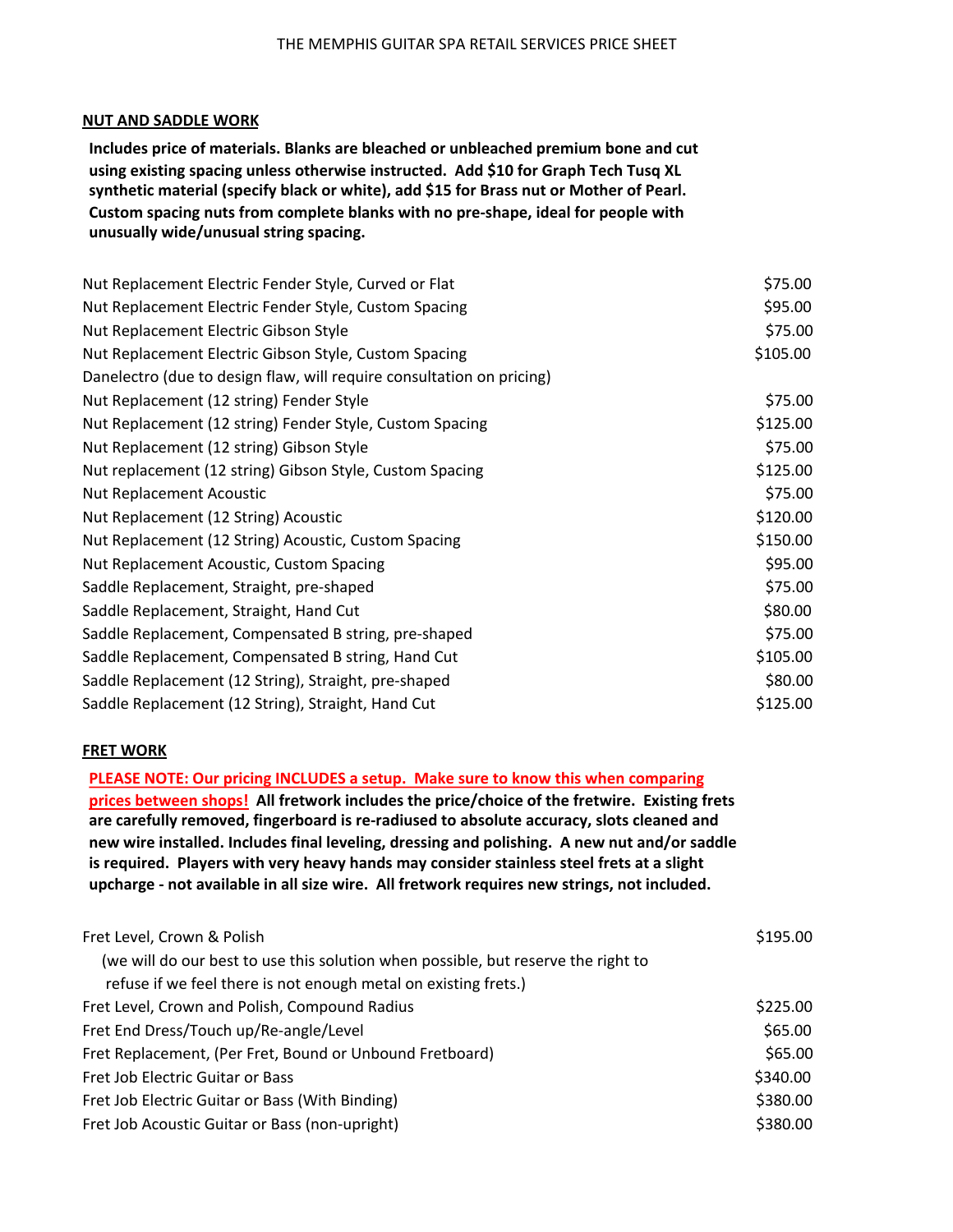# THE MEMPHIS GUITAR SPA RETAIL SERVICES PRICE SHEET

## NUT AND SADDLE WORK

**Includes price of materials. Blanks are bleached or unbleached premium bone and cut using existing spacing unless otherwise instructed. Add $10 for Graph Tech Tusq XL synthetic material (specify black or white), add $15 for Brass nut or Mother of Pearl. Custom spacing nuts from complete blanks with no pre-shape, ideal for people with unusually wide/unusual string spacing.**

| Service | Price |
|---|---|
| Nut Replacement Electric Fender Style, Curved or Flat | $75.00 |
| Nut Replacement Electric Fender Style, Custom Spacing | $95.00 |
| Nut Replacement Electric Gibson Style | $75.00 |
| Nut Replacement Electric Gibson Style, Custom Spacing | $105.00 |
| Danelectro (due to design flaw, will require consultation on pricing) | |
| Nut Replacement (12 string) Fender Style | $75.00 |
| Nut Replacement (12 string) Fender Style, Custom Spacing | $125.00 |
| Nut Replacement (12 string) Gibson Style | $75.00 |
| Nut replacement (12 string) Gibson Style, Custom Spacing | $125.00 |
| Nut Replacement Acoustic | $75.00 |
| Nut Replacement (12 String) Acoustic | $120.00 |
| Nut Replacement (12 String) Acoustic, Custom Spacing | $150.00 |
| Nut Replacement Acoustic, Custom Spacing | $95.00 |
| Saddle Replacement, Straight, pre-shaped | $75.00 |
| Saddle Replacement, Straight, Hand Cut | $80.00 |
| Saddle Replacement, Compensated B string, pre-shaped | $75.00 |
| Saddle Replacement, Compensated B string, Hand Cut | $105.00 |
| Saddle Replacement (12 String), Straight, pre-shaped | $80.00 |
| Saddle Replacement (12 String), Straight, Hand Cut | $125.00 |

## FRET WORK

**PLEASE NOTE: Our pricing INCLUDES a setup. Make sure to know this when comparing prices between shops! All fretwork includes the price/choice of the fretwire. Existing frets are carefully removed, fingerboard is re-radiused to absolute accuracy, slots cleaned and new wire installed. Includes final leveling, dressing and polishing. A new nut and/or saddle is required. Players with very heavy hands may consider stainless steel frets at a slight upcharge - not available in all size wire. All fretwork requires new strings, not included.**

| Service | Price |
|---|---|
| Fret Level, Crown & Polish (we will do our best to use this solution when possible, but reserve the right to refuse if we feel there is not enough metal on existing frets.) | $195.00 |
| Fret Level, Crown and Polish, Compound Radius | $225.00 |
| Fret End Dress/Touch up/Re-angle/Level | $65.00 |
| Fret Replacement, (Per Fret, Bound or Unbound Fretboard) | $65.00 |
| Fret Job Electric Guitar or Bass | $340.00 |
| Fret Job Electric Guitar or Bass (With Binding) | $380.00 |
| Fret Job Acoustic Guitar or Bass (non-upright) | $380.00 |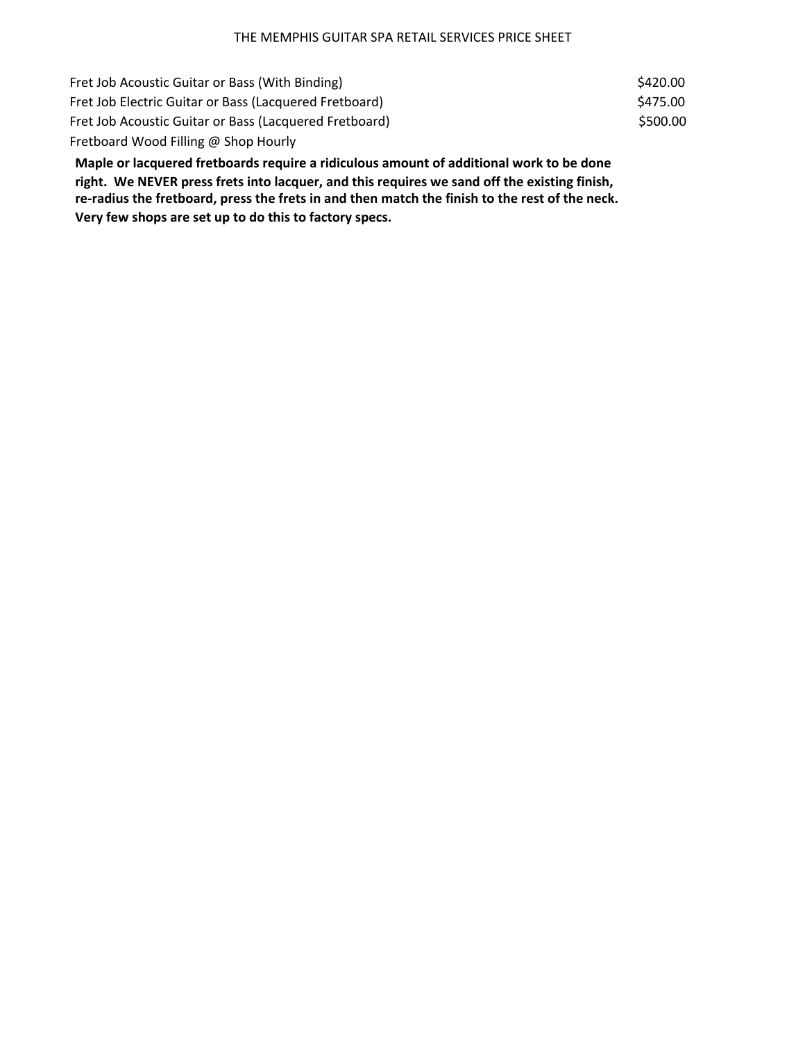| | |
|---|---|
| Fret Job Acoustic Guitar or Bass (With Binding) | $420.00 |
| Fret Job Electric Guitar or Bass (Lacquered Fretboard) | $475.00 |
| Fret Job Acoustic Guitar or Bass (Lacquered Fretboard) | $500.00 |
| Fretboard Wood Filling @ Shop Hourly | |

**Maple or lacquered fretboards require a ridiculous amount of additional work to be done right. We NEVER press frets into lacquer, and this requires we sand off the existing finish, re-radius the fretboard, press the frets in and then match the finish to the rest of the neck. Very few shops are set up to do this to factory specs.**